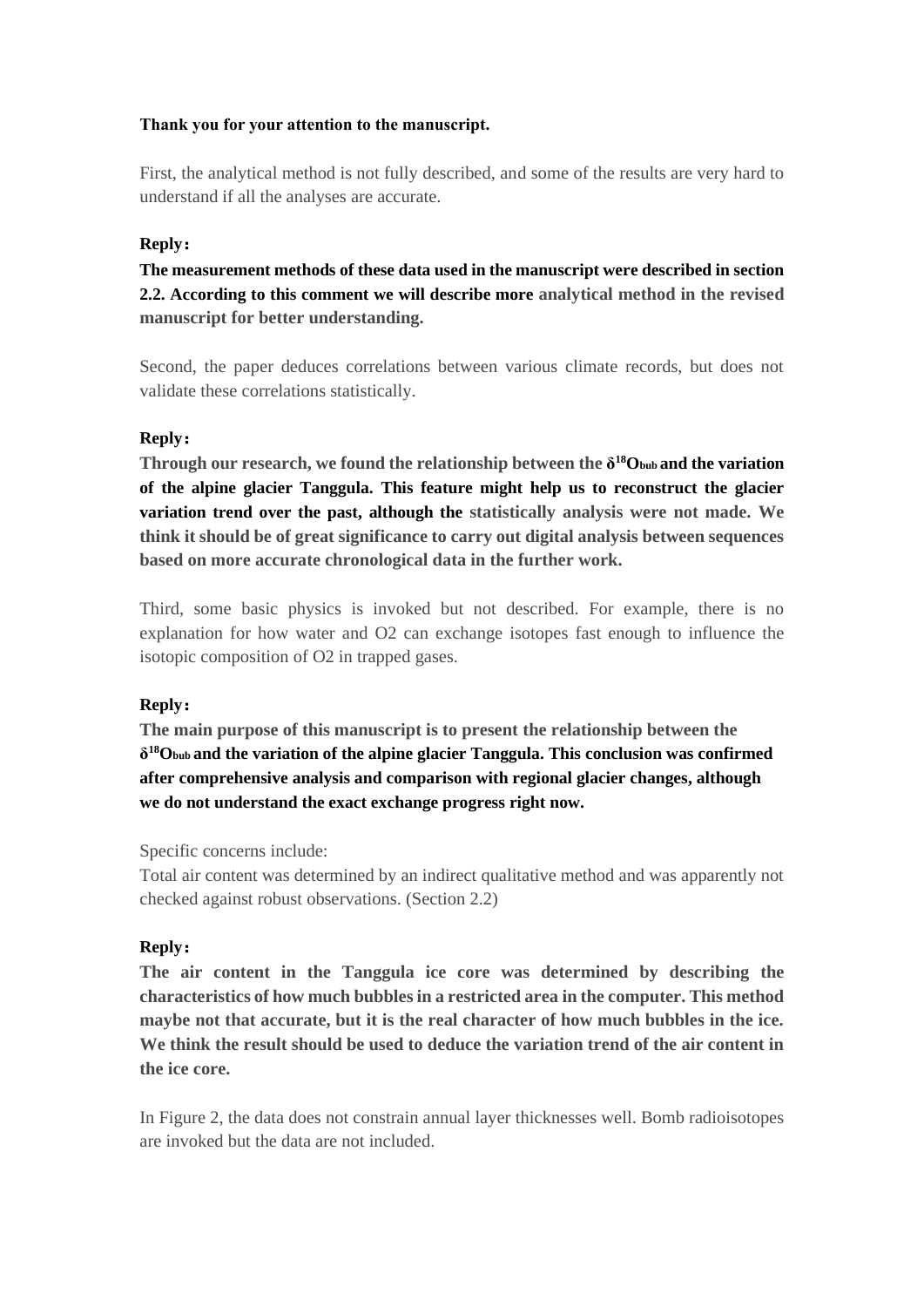**Thank you for your attention to the manuscript.**

First, the analytical method is not fully described, and some of the results are very hard to understand if all the analyses are accurate.

**Reply：**

**The measurement methods of these data used in the manuscript were described in section 2.2. According to this comment we will describe more analytical method in the revised manuscript for better understanding.**

Second, the paper deduces correlations between various climate records, but does not validate these correlations statistically.

**Reply：**

**Through our research, we found the relationship between the $\delta^{18}O_{bub}$ and the variation of the alpine glacier Tanggula. This feature might help us to reconstruct the glacier variation trend over the past, although the statistically analysis were not made. We think it should be of great significance to carry out digital analysis between sequences based on more accurate chronological data in the further work.**

Third, some basic physics is invoked but not described. For example, there is no explanation for how water and O2 can exchange isotopes fast enough to influence the isotopic composition of O2 in trapped gases.

**Reply：**

**The main purpose of this manuscript is to present the relationship between the $\delta^{18}O_{bub}$ and the variation of the alpine glacier Tanggula. This conclusion was confirmed after comprehensive analysis and comparison with regional glacier changes, although we do not understand the exact exchange progress right now.**

Specific concerns include:

Total air content was determined by an indirect qualitative method and was apparently not checked against robust observations. (Section 2.2)

**Reply：**

**The air content in the Tanggula ice core was determined by describing the characteristics of how much bubbles in a restricted area in the computer. This method maybe not that accurate, but it is the real character of how much bubbles in the ice. We think the result should be used to deduce the variation trend of the air content in the ice core.**

In Figure 2, the data does not constrain annual layer thicknesses well. Bomb radioisotopes are invoked but the data are not included.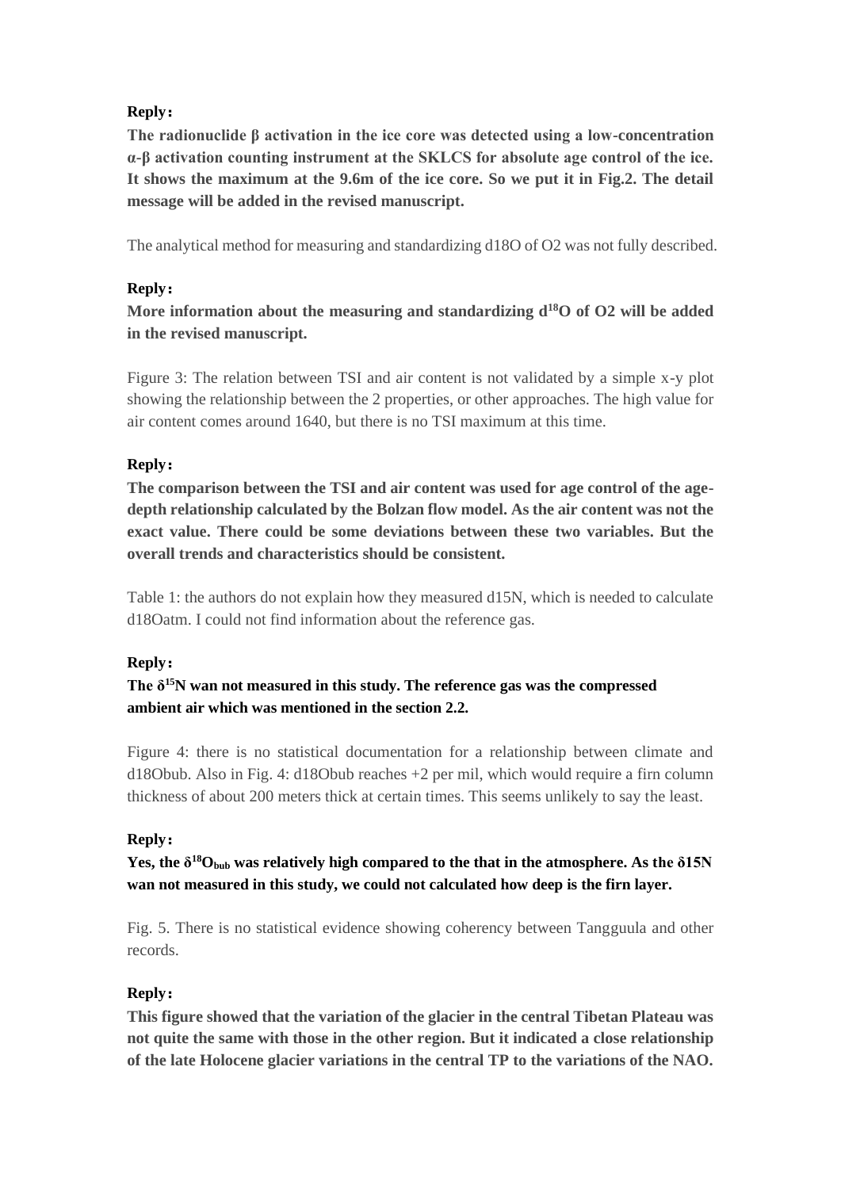**Reply：**

**The radionuclide β activation in the ice core was detected using a low-concentration α-β activation counting instrument at the SKLCS for absolute age control of the ice. It shows the maximum at the 9.6m of the ice core. So we put it in Fig.2. The detail message will be added in the revised manuscript.**

The analytical method for measuring and standardizing d18O of O2 was not fully described.

**Reply：**

**More information about the measuring and standardizing $d^{18}O$ of O2 will be added in the revised manuscript.**

Figure 3: The relation between TSI and air content is not validated by a simple x-y plot showing the relationship between the 2 properties, or other approaches. The high value for air content comes around 1640, but there is no TSI maximum at this time.

**Reply：**

**The comparison between the TSI and air content was used for age control of the age-depth relationship calculated by the Bolzan flow model. As the air content was not the exact value. There could be some deviations between these two variables. But the overall trends and characteristics should be consistent.**

Table 1: the authors do not explain how they measured d15N, which is needed to calculate d18Oatm. I could not find information about the reference gas.

**Reply：**

**The $\delta^{15}N$ wan not measured in this study. The reference gas was the compressed ambient air which was mentioned in the section 2.2.**

Figure 4: there is no statistical documentation for a relationship between climate and d18Obub. Also in Fig. 4: d18Obub reaches +2 per mil, which would require a firn column thickness of about 200 meters thick at certain times. This seems unlikely to say the least.

**Reply：**

**Yes, the $\delta^{18}O_{bub}$ was relatively high compared to the that in the atmosphere. As the δ15N wan not measured in this study, we could not calculated how deep is the firn layer.**

Fig. 5. There is no statistical evidence showing coherency between Tangguula and other records.

**Reply：**

**This figure showed that the variation of the glacier in the central Tibetan Plateau was not quite the same with those in the other region. But it indicated a close relationship of the late Holocene glacier variations in the central TP to the variations of the NAO.**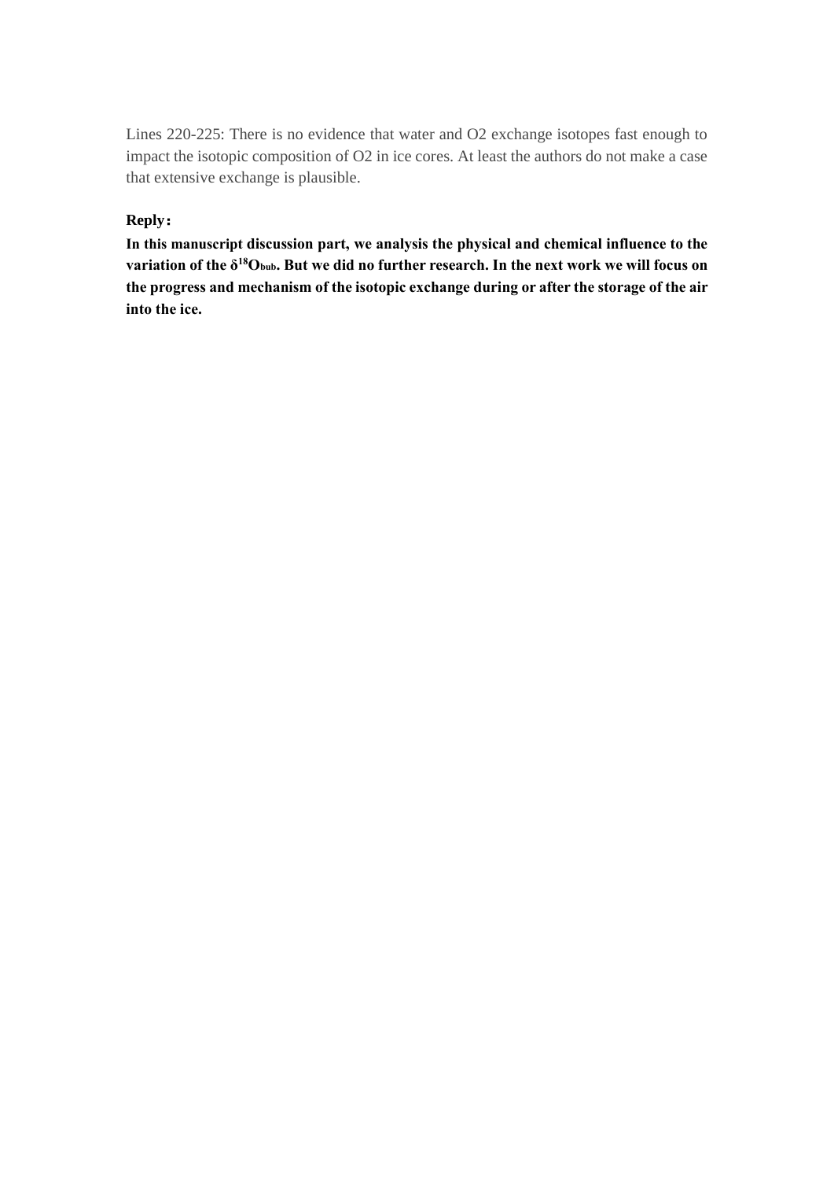Lines 220-225: There is no evidence that water and O2 exchange isotopes fast enough to impact the isotopic composition of O2 in ice cores. At least the authors do not make a case that extensive exchange is plausible.

**Reply：**

**In this manuscript discussion part, we analysis the physical and chemical influence to the variation of the $\delta^{18}O_{bub}$. But we did no further research. In the next work we will focus on the progress and mechanism of the isotopic exchange during or after the storage of the air into the ice.**